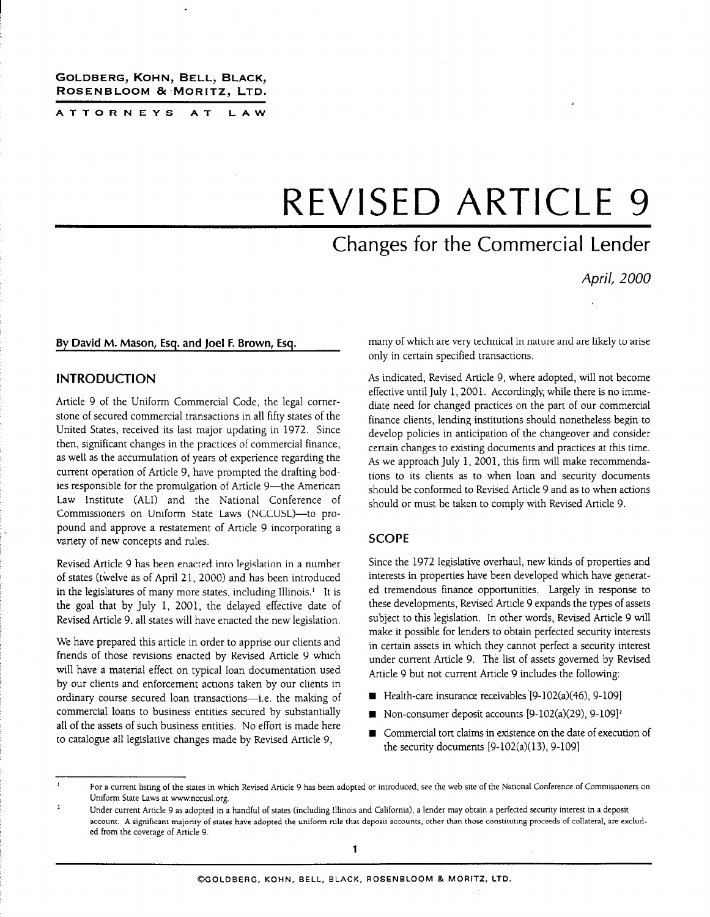GOLDBERG, KOHN, BELL, BLACK, ROSENBLOOM & MORITZ, LTD.

ATTORNEYS AT LAW

# REVISED ARTICLE 9

## Changes for the Commercial Lender

*April, 2000*

By David M. Mason, Esq. and Joel F. Brown, Esq.

### INTRODUCTION

Article 9 of the Uniform Commercial Code, the legal cornerstone of secured commercial transactions in all fifty states of the United States, received its last major updating in 1972. Since then, significant changes in the practices of commercial finance, as well as the accumulation of years of experience regarding the current operation of Article 9, have prompted the drafting bodies responsible for the promulgation of Article 9—the American Law Institute (ALI) and the National Conference of Commissioners on Uniform State Laws (NCCUSL)—to propound and approve a restatement of Article 9 incorporating a variety of new concepts and rules.

Revised Article 9 has been enacted into legislation in a number of states (twelve as of April 21, 2000) and has been introduced in the legislatures of many more states, including Illinois.[1] It is the goal that by July 1, 2001, the delayed effective date of Revised Article 9, all states will have enacted the new legislation.

We have prepared this article in order to apprise our clients and friends of those revisions enacted by Revised Article 9 which will have a material effect on typical loan documentation used by our clients and enforcement actions taken by our clients in ordinary course secured loan transactions—i.e. the making of commercial loans to business entities secured by substantially all of the assets of such business entities. No effort is made here to catalogue all legislative changes made by Revised Article 9, many of which are very technical in nature and are likely to arise only in certain specified transactions.

As indicated, Revised Article 9, where adopted, will not become effective until July 1, 2001. Accordingly, while there is no immediate need for changed practices on the part of our commercial finance clients, lending institutions should nonetheless begin to develop policies in anticipation of the changeover and consider certain changes to existing documents and practices at this time. As we approach July 1, 2001, this firm will make recommendations to its clients as to when loan and security documents should be conformed to Revised Article 9 and as to when actions should or must be taken to comply with Revised Article 9.

### SCOPE

Since the 1972 legislative overhaul, new kinds of properties and interests in properties have been developed which have generated tremendous finance opportunities. Largely in response to these developments, Revised Article 9 expands the types of assets subject to this legislation. In other words, Revised Article 9 will make it possible for lenders to obtain perfected security interests in certain assets in which they cannot perfect a security interest under current Article 9. The list of assets governed by Revised Article 9 but not current Article 9 includes the following:

- Health-care insurance receivables [9-102(a)(46), 9-109]
- Non-consumer deposit accounts [9-102(a)(29), 9-109][2]
- Commercial tort claims in existence on the date of execution of the security documents [9-102(a)(13), 9-109]

---

[1] For a current listing of the states in which Revised Article 9 has been adopted or introduced, see the web site of the National Conference of Commissioners on Uniform State Laws at www.nccusl.org.

[2] Under current Article 9 as adopted in a handful of states (including Illinois and California), a lender may obtain a perfected security interest in a deposit account. A significant majority of states have adopted the uniform rule that deposit accounts, other than those constituting proceeds of collateral, are excluded from the coverage of Article 9.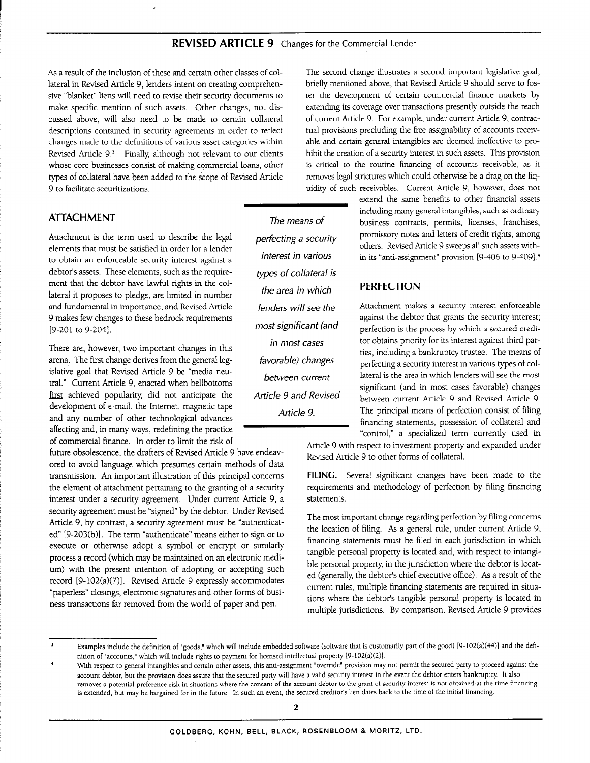As a result of the inclusion of these and certain other classes of collateral in Revised Article 9, lenders intent on creating comprehensive "blanket" liens will need to revise their security documents to make specific mention of such assets. Other changes, not discussed above, will also need to be made to certain collateral descriptions contained in security agreements in order to reflect changes made to the definitions of various asset categories within Revised Article 9.[3] Finally, although not relevant to our clients whose core businesses consist of making commercial loans, other types of collateral have been added to the scope of Revised Article 9 to facilitate securitizations.

## ATTACHMENT

Attachment is the term used to describe the legal elements that must be satisfied in order for a lender to obtain an enforceable security interest against a debtor's assets. These elements, such as the requirement that the debtor have lawful rights in the collateral it proposes to pledge, are limited in number and fundamental in importance, and Revised Article 9 makes few changes to these bedrock requirements [9-201 to 9-204].

There are, however, two important changes in this arena. The first change derives from the general legislative goal that Revised Article 9 be "media neutral." Current Article 9, enacted when bellbottoms first achieved popularity, did not anticipate the development of e-mail, the Internet, magnetic tape and any number of other technological advances affecting and, in many ways, redefining the practice of commercial finance. In order to limit the risk of future obsolescence, the drafters of Revised Article 9 have endeavored to avoid language which presumes certain methods of data transmission. An important illustration of this principal concerns the element of attachment pertaining to the granting of a security interest under a security agreement. Under current Article 9, a security agreement must be "signed" by the debtor. Under Revised Article 9, by contrast, a security agreement must be "authenticated" [9-203(b)]. The term "authenticate" means either to sign or to execute or otherwise adopt a symbol or encrypt or similarly process a record (which may be maintained on an electronic medium) with the present intention of adopting or accepting such record [9-102(a)(7)]. Revised Article 9 expressly accommodates "paperless" closings, electronic signatures and other forms of business transactions far removed from the world of paper and pen.

The second change illustrates a second important legislative goal, briefly mentioned above, that Revised Article 9 should serve to foster the development of certain commercial finance markets by extending its coverage over transactions presently outside the reach of current Article 9. For example, under current Article 9, contractual provisions precluding the free assignability of accounts receivable and certain general intangibles are deemed ineffective to prohibit the creation of a security interest in such assets. This provision is critical to the routine financing of accounts receivable, as it removes legal strictures which could otherwise be a drag on the liquidity of such receivables. Current Article 9, however, does not extend the same benefits to other financial assets including many general intangibles, such as ordinary business contracts, permits, licenses, franchises, promissory notes and letters of credit rights, among others. Revised Article 9 sweeps all such assets within its "anti-assignment" provision [9-406 to 9-409].[4]

> *The means of perfecting a security interest in various types of collateral is the area in which lenders will see the most significant (and in most cases favorable) changes between current Article 9 and Revised Article 9.*

## PERFECTION

Attachment makes a security interest enforceable against the debtor that grants the security interest; perfection is the process by which a secured creditor obtains priority for its interest against third parties, including a bankruptcy trustee. The means of perfecting a security interest in various types of collateral is the area in which lenders will see the most significant (and in most cases favorable) changes between current Article 9 and Revised Article 9. The principal means of perfection consist of filing financing statements, possession of collateral and "control," a specialized term currently used in Article 9 with respect to investment property and expanded under Revised Article 9 to other forms of collateral.

**FILING.** Several significant changes have been made to the requirements and methodology of perfection by filing financing statements.

The most important change regarding perfection by filing concerns the location of filing. As a general rule, under current Article 9, financing statements must be filed in each jurisdiction in which tangible personal property is located and, with respect to intangible personal property, in the jurisdiction where the debtor is located (generally, the debtor's chief executive office). As a result of the current rules, multiple financing statements are required in situations where the debtor's tangible personal property is located in multiple jurisdictions. By comparison, Revised Article 9 provides

---

[3] Examples include the definition of "goods," which will include embedded software (software that is customarily part of the good) [9-102(a)(44)] and the definition of "accounts," which will include rights to payment for licensed intellectual property [9-102(a)(2)].

[4] With respect to general intangibles and certain other assets, this anti-assignment "override" provision may not permit the secured party to proceed against the account debtor, but the provision does assure that the secured party will have a valid security interest in the event the debtor enters bankruptcy. It also removes a potential preference risk in situations where the consent of the account debtor to the grant of security interest is not obtained at the time financing is extended, but may be bargained for in the future. In such an event, the secured creditor's lien dates back to the time of the initial financing.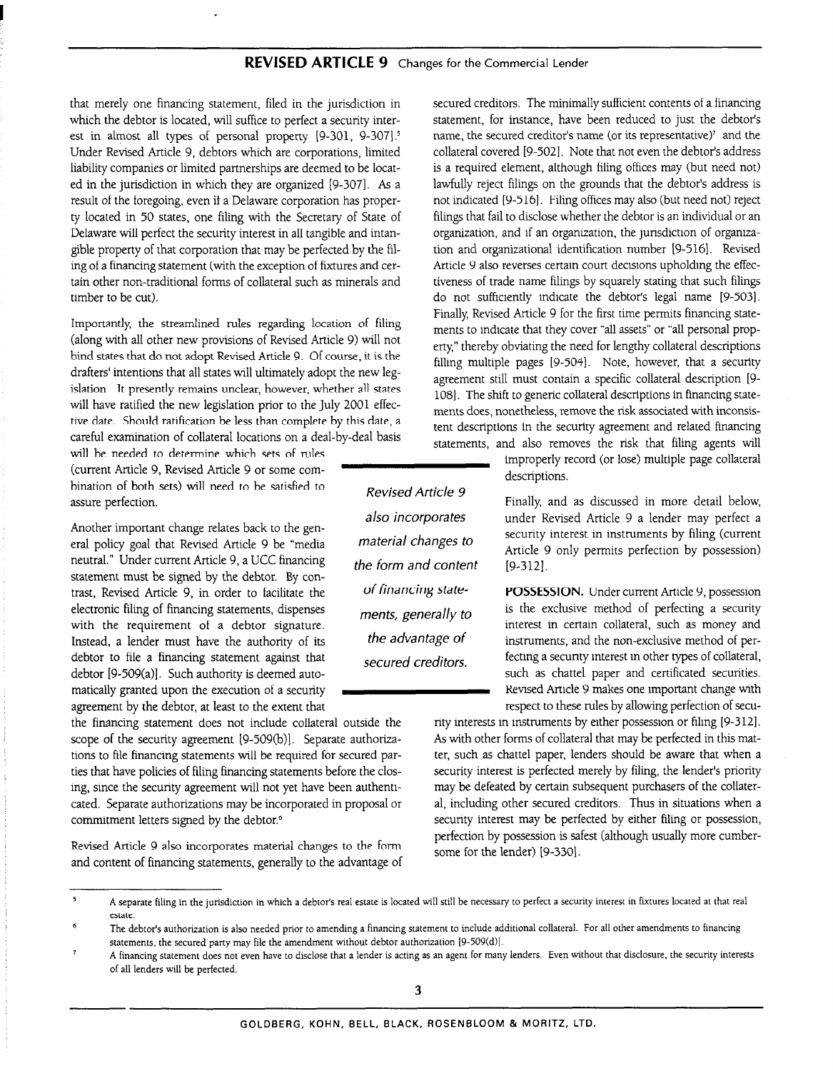that merely one financing statement, filed in the jurisdiction in which the debtor is located, will suffice to perfect a security interest in almost all types of personal property [9-301, 9-307].[5] Under Revised Article 9, debtors which are corporations, limited liability companies or limited partnerships are deemed to be located in the jurisdiction in which they are organized [9-307]. As a result of the foregoing, even if a Delaware corporation has property located in 50 states, one filing with the Secretary of State of Delaware will perfect the security interest in all tangible and intangible property of that corporation that may be perfected by the filing of a financing statement (with the exception of fixtures and certain other non-traditional forms of collateral such as minerals and timber to be cut).

Importantly, the streamlined rules regarding location of filing (along with all other new provisions of Revised Article 9) will not bind states that do not adopt Revised Article 9. Of course, it is the drafters' intentions that all states will ultimately adopt the new legislation. It presently remains unclear, however, whether all states will have ratified the new legislation prior to the July 2001 effective date. Should ratification be less than complete by this date, a careful examination of collateral locations on a deal-by-deal basis will be needed to determine which sets of rules (current Article 9, Revised Article 9 or some combination of both sets) will need to be satisfied to assure perfection.

Another important change relates back to the general policy goal that Revised Article 9 be "media neutral." Under current Article 9, a UCC financing statement must be signed by the debtor. By contrast, Revised Article 9, in order to facilitate the electronic filing of financing statements, dispenses with the requirement of a debtor signature. Instead, a lender must have the authority of its debtor to file a financing statement against that debtor [9-509(a)]. Such authority is deemed automatically granted upon the execution of a security agreement by the debtor, at least to the extent that the financing statement does not include collateral outside the scope of the security agreement [9-509(b)]. Separate authorizations to file financing statements will be required for secured parties that have policies of filing financing statements before the closing, since the security agreement will not yet have been authenticated. Separate authorizations may be incorporated in proposal or commitment letters signed by the debtor.[6]

Revised Article 9 also incorporates material changes to the form and content of financing statements, generally to the advantage of secured creditors. The minimally sufficient contents of a financing statement, for instance, have been reduced to just the debtor's name, the secured creditor's name (or its representative)[7] and the collateral covered [9-502]. Note that not even the debtor's address is a required element, although filing offices may (but need not) lawfully reject filings on the grounds that the debtor's address is not indicated [9-516]. Filing offices may also (but need not) reject filings that fail to disclose whether the debtor is an individual or an organization, and if an organization, the jurisdiction of organization and organizational identification number [9-516]. Revised Article 9 also reverses certain court decisions upholding the effectiveness of trade name filings by squarely stating that such filings do not sufficiently indicate the debtor's legal name [9-503]. Finally, Revised Article 9 for the first time permits financing statements to indicate that they cover "all assets" or "all personal property," thereby obviating the need for lengthy collateral descriptions filling multiple pages [9-504]. Note, however, that a security agreement still must contain a specific collateral description [9-108]. The shift to generic collateral descriptions in financing statements does, nonetheless, remove the risk associated with inconsistent descriptions in the security agreement and related financing statements, and also removes the risk that filing agents will improperly record (or lose) multiple page collateral descriptions.

> *Revised Article 9 also incorporates material changes to the form and content of financing statements, generally to the advantage of secured creditors.*

Finally, and as discussed in more detail below, under Revised Article 9 a lender may perfect a security interest in instruments by filing (current Article 9 only permits perfection by possession) [9-312].

**POSSESSION.** Under current Article 9, possession is the exclusive method of perfecting a security interest in certain collateral, such as money and instruments, and the non-exclusive method of perfecting a security interest in other types of collateral, such as chattel paper and certificated securities. Revised Article 9 makes one important change with respect to these rules by allowing perfection of security interests in instruments by either possession or filing [9-312]. As with other forms of collateral that may be perfected in this matter, such as chattel paper, lenders should be aware that when a security interest is perfected merely by filing, the lender's priority may be defeated by certain subsequent purchasers of the collateral, including other secured creditors. Thus in situations when a security interest may be perfected by either filing or possession, perfection by possession is safest (although usually more cumbersome for the lender) [9-330].

---

[5] A separate filing in the jurisdiction in which a debtor's real estate is located will still be necessary to perfect a security interest in fixtures located at that real estate.

[6] The debtor's authorization is also needed prior to amending a financing statement to include additional collateral. For all other amendments to financing statements, the secured party may file the amendment without debtor authorization [9-509(d)].

[7] A financing statement does not even have to disclose that a lender is acting as an agent for many lenders. Even without that disclosure, the security interests of all lenders will be perfected.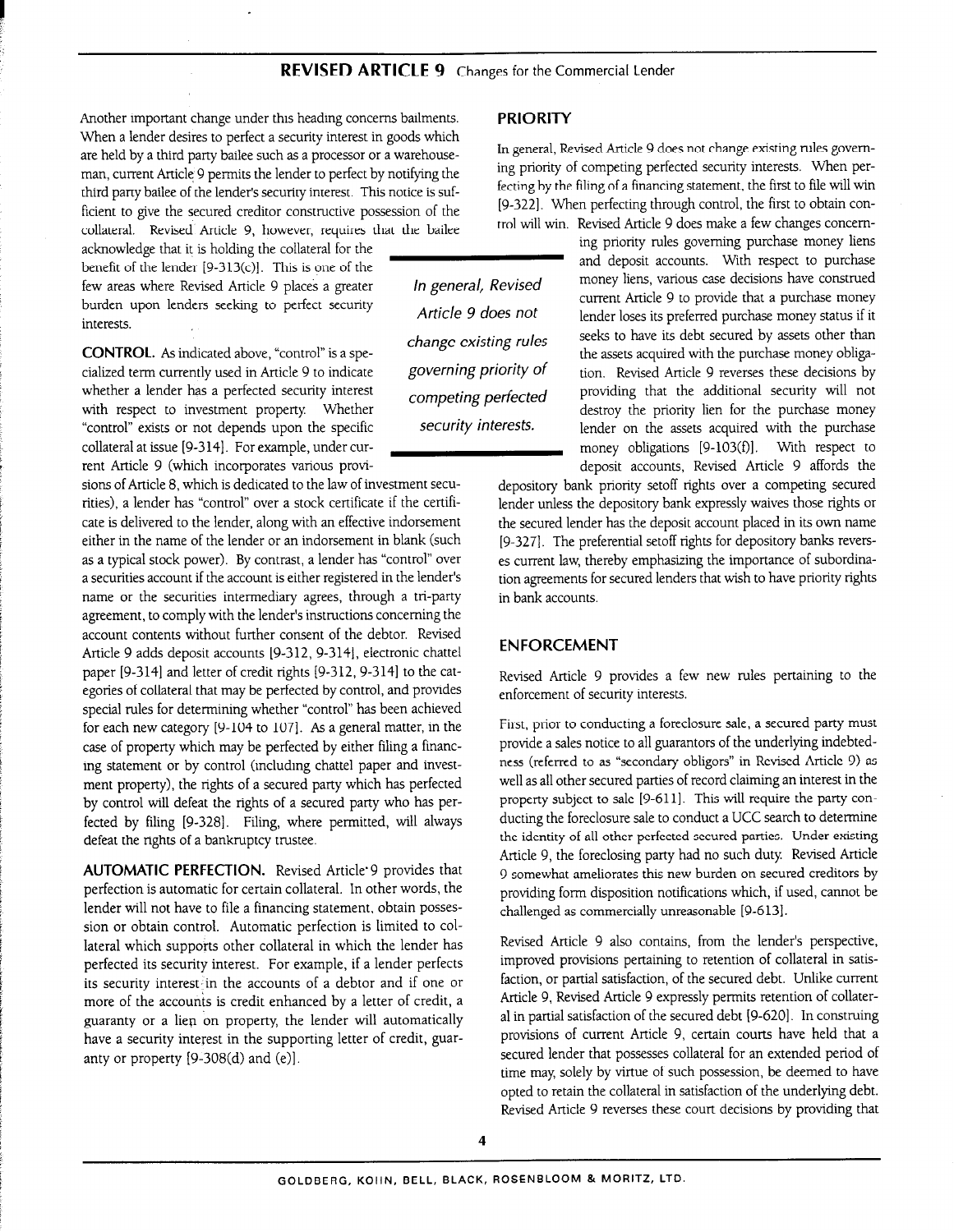Another important change under this heading concerns bailments. When a lender desires to perfect a security interest in goods which are held by a third party bailee such as a processor or a warehouseman, current Article 9 permits the lender to perfect by notifying the third party bailee of the lender's security interest. This notice is sufficient to give the secured creditor constructive possession of the collateral. Revised Article 9, however, requires that the bailee acknowledge that it is holding the collateral for the benefit of the lender [9-313(c)]. This is one of the few areas where Revised Article 9 places a greater burden upon lenders seeking to perfect security interests.

**CONTROL.** As indicated above, "control" is a specialized term currently used in Article 9 to indicate whether a lender has a perfected security interest with respect to investment property. Whether "control" exists or not depends upon the specific collateral at issue [9-314]. For example, under current Article 9 (which incorporates various provisions of Article 8, which is dedicated to the law of investment securities), a lender has "control" over a stock certificate if the certificate is delivered to the lender, along with an effective indorsement either in the name of the lender or an indorsement in blank (such as a typical stock power). By contrast, a lender has "control" over a securities account if the account is either registered in the lender's name or the securities intermediary agrees, through a tri-party agreement, to comply with the lender's instructions concerning the account contents without further consent of the debtor. Revised Article 9 adds deposit accounts [9-312, 9-314], electronic chattel paper [9-314] and letter of credit rights [9-312, 9-314] to the categories of collateral that may be perfected by control, and provides special rules for determining whether "control" has been achieved for each new category [9-104 to 107]. As a general matter, in the case of property which may be perfected by either filing a financing statement or by control (including chattel paper and investment property), the rights of a secured party which has perfected by control will defeat the rights of a secured party who has perfected by filing [9-328]. Filing, where permitted, will always defeat the rights of a bankruptcy trustee.

**AUTOMATIC PERFECTION.** Revised Article 9 provides that perfection is automatic for certain collateral. In other words, the lender will not have to file a financing statement, obtain possession or obtain control. Automatic perfection is limited to collateral which supports other collateral in which the lender has perfected its security interest. For example, if a lender perfects its security interest in the accounts of a debtor and if one or more of the accounts is credit enhanced by a letter of credit, a guaranty or a lien on property, the lender will automatically have a security interest in the supporting letter of credit, guaranty or property [9-308(d) and (e)].

## PRIORITY

In general, Revised Article 9 does not change existing rules governing priority of competing perfected security interests. When perfecting by the filing of a financing statement, the first to file will win [9-322]. When perfecting through control, the first to obtain control will win. Revised Article 9 does make a few changes concerning priority rules governing purchase money liens and deposit accounts. With respect to purchase money liens, various case decisions have construed current Article 9 to provide that a purchase money lender loses its preferred purchase money status if it seeks to have its debt secured by assets other than the assets acquired with the purchase money obligation. Revised Article 9 reverses these decisions by providing that the additional security will not destroy the priority lien for the purchase money lender on the assets acquired with the purchase money obligations [9-103(f)]. With respect to deposit accounts, Revised Article 9 affords the depository bank priority setoff rights over a competing secured lender unless the depository bank expressly waives those rights or the secured lender has the deposit account placed in its own name [9-327]. The preferential setoff rights for depository banks reverses current law, thereby emphasizing the importance of subordination agreements for secured lenders that wish to have priority rights in bank accounts.

*In general, Revised Article 9 does not change existing rules governing priority of competing perfected security interests.*

## ENFORCEMENT

Revised Article 9 provides a few new rules pertaining to the enforcement of security interests.

First, prior to conducting a foreclosure sale, a secured party must provide a sales notice to all guarantors of the underlying indebtedness (referred to as "secondary obligors" in Revised Article 9) as well as all other secured parties of record claiming an interest in the property subject to sale [9-611]. This will require the party conducting the foreclosure sale to conduct a UCC search to determine the identity of all other perfected secured parties. Under existing Article 9, the foreclosing party had no such duty. Revised Article 9 somewhat ameliorates this new burden on secured creditors by providing form disposition notifications which, if used, cannot be challenged as commercially unreasonable [9-613].

Revised Article 9 also contains, from the lender's perspective, improved provisions pertaining to retention of collateral in satisfaction, or partial satisfaction, of the secured debt. Unlike current Article 9, Revised Article 9 expressly permits retention of collateral in partial satisfaction of the secured debt [9-620]. In construing provisions of current Article 9, certain courts have held that a secured lender that possesses collateral for an extended period of time may, solely by virtue of such possession, be deemed to have opted to retain the collateral in satisfaction of the underlying debt. Revised Article 9 reverses these court decisions by providing that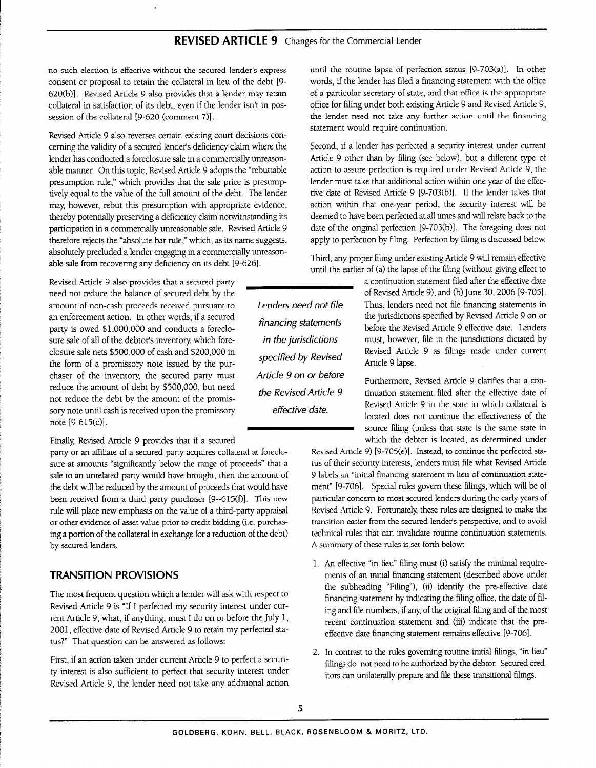no such election is effective without the secured lender's express consent or proposal to retain the collateral in lieu of the debt [9-620(b)]. Revised Article 9 also provides that a lender may retain collateral in satisfaction of its debt, even if the lender isn't in possession of the collateral [9-620 (comment 7)].

Revised Article 9 also reverses certain existing court decisions concerning the validity of a secured lender's deficiency claim where the lender has conducted a foreclosure sale in a commercially unreasonable manner. On this topic, Revised Article 9 adopts the "rebuttable presumption rule," which provides that the sale price is presumptively equal to the value of the full amount of the debt. The lender may, however, rebut this presumption with appropriate evidence, thereby potentially preserving a deficiency claim notwithstanding its participation in a commercially unreasonable sale. Revised Article 9 therefore rejects the "absolute bar rule," which, as its name suggests, absolutely precluded a lender engaging in a commercially unreasonable sale from recovering any deficiency on its debt [9-626].

Revised Article 9 also provides that a secured party need not reduce the balance of secured debt by the amount of non-cash proceeds received pursuant to an enforcement action. In other words, if a secured party is owed \$1,000,000 and conducts a foreclosure sale of all of the debtor's inventory, which foreclosure sale nets \$500,000 of cash and \$200,000 in the form of a promissory note issued by the purchaser of the inventory, the secured party must reduce the amount of debt by \$500,000, but need not reduce the debt by the amount of the promissory note until cash is received upon the promissory note [9-615(c)].

Finally, Revised Article 9 provides that if a secured party or an affiliate of a secured party acquires collateral at foreclosure at amounts "significantly below the range of proceeds" that a sale to an unrelated party would have brought, then the amount of the debt will be reduced by the amount of proceeds that would have been received from a third party purchaser [9-615(f)]. This new rule will place new emphasis on the value of a third-party appraisal or other evidence of asset value prior to credit bidding (i.e. purchasing a portion of the collateral in exchange for a reduction of the debt) by secured lenders.

## TRANSITION PROVISIONS

The most frequent question which a lender will ask with respect to Revised Article 9 is "If I perfected my security interest under current Article 9, what, if anything, must I do on or before the July 1, 2001, effective date of Revised Article 9 to retain my perfected status?" That question can be answered as follows:

First, if an action taken under current Article 9 to perfect a security interest is also sufficient to perfect that security interest under Revised Article 9, the lender need not take any additional action until the routine lapse of perfection status [9-703(a)]. In other words, if the lender has filed a financing statement with the office of a particular secretary of state, and that office is the appropriate office for filing under both existing Article 9 and Revised Article 9, the lender need not take any further action until the financing statement would require continuation.

Second, if a lender has perfected a security interest under current Article 9 other than by filing (see below), but a different type of action to assure perfection is required under Revised Article 9, the lender must take that additional action within one year of the effective date of Revised Article 9 [9-703(b)]. If the lender takes that action within that one-year period, the security interest will be deemed to have been perfected at all times and will relate back to the date of the original perfection [9-703(b)]. The foregoing does not apply to perfection by filing. Perfection by filing is discussed below.

Third, any proper filing under existing Article 9 will remain effective until the earlier of (a) the lapse of the filing (without giving effect to a continuation statement filed after the effective date of Revised Article 9), and (b) June 30, 2006 [9-705]. Thus, lenders need not file financing statements in the jurisdictions specified by Revised Article 9 on or before the Revised Article 9 effective date. Lenders must, however, file in the jurisdictions dictated by Revised Article 9 as filings made under current Article 9 lapse.

*Lenders need not file financing statements in the jurisdictions specified by Revised Article 9 on or before the Revised Article 9 effective date.*

Furthermore, Revised Article 9 clarifies that a continuation statement filed after the effective date of Revised Article 9 in the state in which collateral is located does not continue the effectiveness of the source filing (unless that state is the same state in which the debtor is located, as determined under Revised Article 9) [9-705(e)]. Instead, to continue the perfected status of their security interests, lenders must file what Revised Article 9 labels an "initial financing statement in lieu of continuation statement" [9-706]. Special rules govern these filings, which will be of particular concern to most secured lenders during the early years of Revised Article 9. Fortunately, these rules are designed to make the transition easier from the secured lender's perspective, and to avoid technical rules that can invalidate routine continuation statements. A summary of these rules is set forth below:

1. An effective "in lieu" filing must (i) satisfy the minimal requirements of an initial financing statement (described above under the subheading "Filing"), (ii) identify the pre-effective date financing statement by indicating the filing office, the date of filing and file numbers, if any, of the original filing and of the most recent continuation statement and (iii) indicate that the pre-effective date financing statement remains effective [9-706].

2. In contrast to the rules governing routine initial filings, "in lieu" filings do not need to be authorized by the debtor. Secured creditors can unilaterally prepare and file these transitional filings.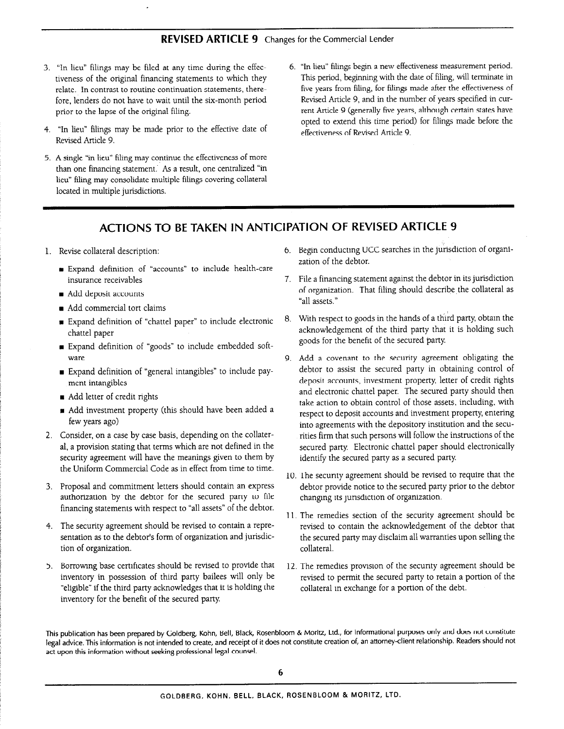3. "In lieu" filings may be filed at any time during the effectiveness of the original financing statements to which they relate. In contrast to routine continuation statements, therefore, lenders do not have to wait until the six-month period prior to the lapse of the original filing.
4. "In lieu" filings may be made prior to the effective date of Revised Article 9.
5. A single "in lieu" filing may continue the effectiveness of more than one financing statement. As a result, one centralized "in lieu" filing may consolidate multiple filings covering collateral located in multiple jurisdictions.
6. "In lieu" filings begin a new effectiveness measurement period. This period, beginning with the date of filing, will terminate in five years from filing, for filings made after the effectiveness of Revised Article 9, and in the number of years specified in current Article 9 (generally five years, although certain states have opted to extend this time period) for filings made before the effectiveness of Revised Article 9.

## ACTIONS TO BE TAKEN IN ANTICIPATION OF REVISED ARTICLE 9

1. Revise collateral description:
   - Expand definition of "accounts" to include health-care insurance receivables
   - Add deposit accounts
   - Add commercial tort claims
   - Expand definition of "chattel paper" to include electronic chattel paper
   - Expand definition of "goods" to include embedded software
   - Expand definition of "general intangibles" to include payment intangibles
   - Add letter of credit rights
   - Add investment property (this should have been added a few years ago)
2. Consider, on a case by case basis, depending on the collateral, a provision stating that terms which are not defined in the security agreement will have the meanings given to them by the Uniform Commercial Code as in effect from time to time.
3. Proposal and commitment letters should contain an express authorization by the debtor for the secured party to file financing statements with respect to "all assets" of the debtor.
4. The security agreement should be revised to contain a representation as to the debtor's form of organization and jurisdiction of organization.
5. Borrowing base certificates should be revised to provide that inventory in possession of third party bailees will only be "eligible" if the third party acknowledges that it is holding the inventory for the benefit of the secured party.
6. Begin conducting UCC searches in the jurisdiction of organization of the debtor.
7. File a financing statement against the debtor in its jurisdiction of organization. That filing should describe the collateral as "all assets."
8. With respect to goods in the hands of a third party, obtain the acknowledgement of the third party that it is holding such goods for the benefit of the secured party.
9. Add a covenant to the security agreement obligating the debtor to assist the secured party in obtaining control of deposit accounts, investment property, letter of credit rights and electronic chattel paper. The secured party should then take action to obtain control of those assets, including, with respect to deposit accounts and investment property, entering into agreements with the depository institution and the securities firm that such persons will follow the instructions of the secured party. Electronic chattel paper should electronically identify the secured party as a secured party.
10. The security agreement should be revised to require that the debtor provide notice to the secured party prior to the debtor changing its jurisdiction of organization.
11. The remedies section of the security agreement should be revised to contain the acknowledgement of the debtor that the secured party may disclaim all warranties upon selling the collateral.
12. The remedies provision of the security agreement should be revised to permit the secured party to retain a portion of the collateral in exchange for a portion of the debt.

This publication has been prepared by Goldberg, Kohn, Bell, Black, Rosenbloom & Moritz, Ltd., for informational purposes only and does not constitute legal advice. This information is not intended to create, and receipt of it does not constitute creation of, an attorney-client relationship. Readers should not act upon this information without seeking professional legal counsel.